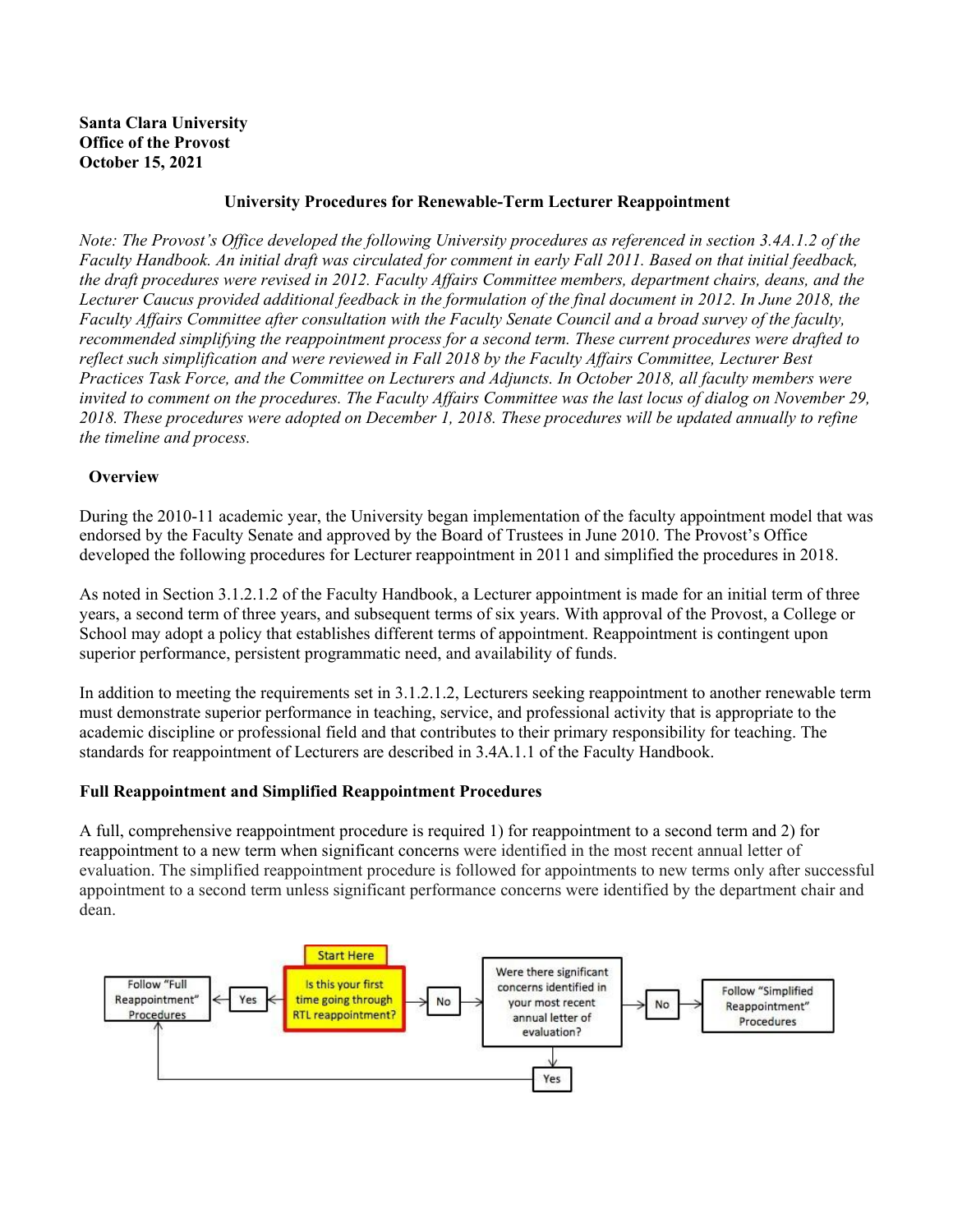**Santa Clara University**
**Office of the Provost**
**October 15, 2021**

### University Procedures for Renewable-Term Lecturer Reappointment

*Note: The Provost's Office developed the following University procedures as referenced in section 3.4A.1.2 of the Faculty Handbook. An initial draft was circulated for comment in early Fall 2011. Based on that initial feedback, the draft procedures were revised in 2012. Faculty Affairs Committee members, department chairs, deans, and the Lecturer Caucus provided additional feedback in the formulation of the final document in 2012. In June 2018, the Faculty Affairs Committee after consultation with the Faculty Senate Council and a broad survey of the faculty, recommended simplifying the reappointment process for a second term. These current procedures were drafted to reflect such simplification and were reviewed in Fall 2018 by the Faculty Affairs Committee, Lecturer Best Practices Task Force, and the Committee on Lecturers and Adjuncts. In October 2018, all faculty members were invited to comment on the procedures. The Faculty Affairs Committee was the last locus of dialog on November 29, 2018. These procedures were adopted on December 1, 2018. These procedures will be updated annually to refine the timeline and process.*

#### Overview

During the 2010-11 academic year, the University began implementation of the faculty appointment model that was endorsed by the Faculty Senate and approved by the Board of Trustees in June 2010. The Provost's Office developed the following procedures for Lecturer reappointment in 2011 and simplified the procedures in 2018.

As noted in Section 3.1.2.1.2 of the Faculty Handbook, a Lecturer appointment is made for an initial term of three years, a second term of three years, and subsequent terms of six years. With approval of the Provost, a College or School may adopt a policy that establishes different terms of appointment. Reappointment is contingent upon superior performance, persistent programmatic need, and availability of funds.

In addition to meeting the requirements set in 3.1.2.1.2, Lecturers seeking reappointment to another renewable term must demonstrate superior performance in teaching, service, and professional activity that is appropriate to the academic discipline or professional field and that contributes to their primary responsibility for teaching. The standards for reappointment of Lecturers are described in 3.4A.1.1 of the Faculty Handbook.

#### Full Reappointment and Simplified Reappointment Procedures

A full, comprehensive reappointment procedure is required 1) for reappointment to a second term and 2) for reappointment to a new term when significant concerns were identified in the most recent annual letter of evaluation. The simplified reappointment procedure is followed for appointments to new terms only after successful appointment to a second term unless significant performance concerns were identified by the department chair and dean.

Start Here: Is this your first time going through RTL reappointment?
- Yes → Follow "Full Reappointment" Procedures
- No → Were there significant concerns identified in your most recent annual letter of evaluation?
  - Yes → Follow "Full Reappointment" Procedures
  - No → Follow "Simplified Reappointment" Procedures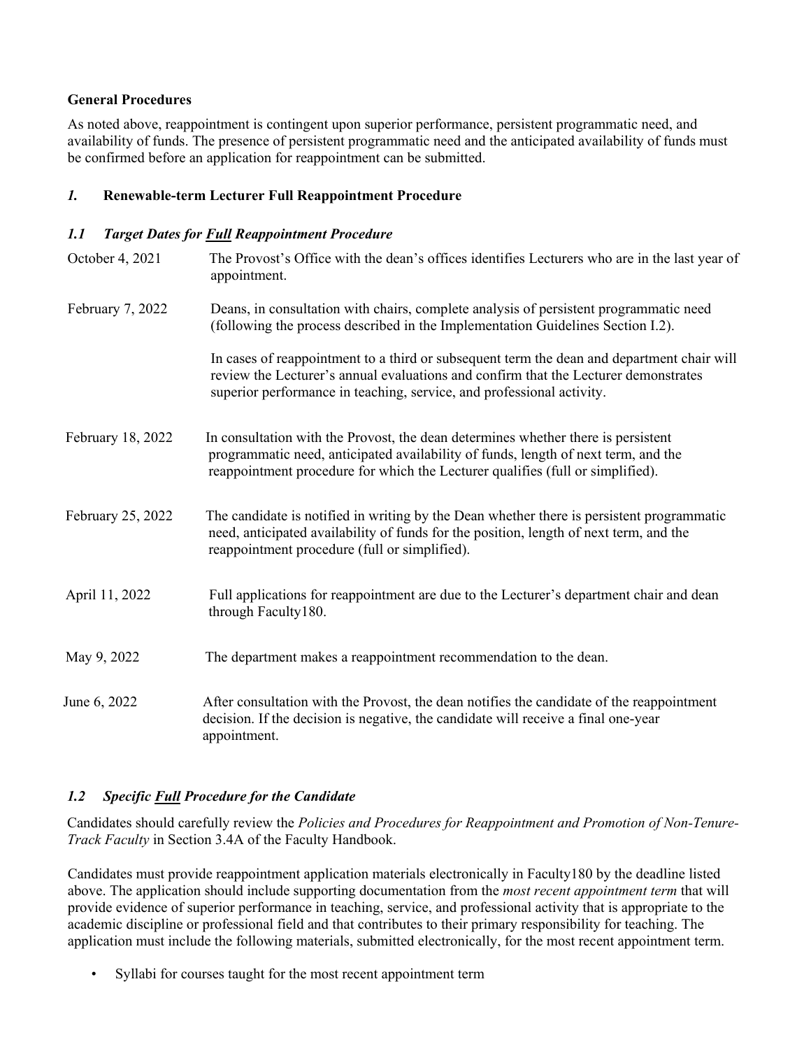**General Procedures**

As noted above, reappointment is contingent upon superior performance, persistent programmatic need, and availability of funds. The presence of persistent programmatic need and the anticipated availability of funds must be confirmed before an application for reappointment can be submitted.

### *1.* Renewable-term Lecturer Full Reappointment Procedure

#### *1.1 Target Dates for __Full__ Reappointment Procedure*

| | |
|---|---|
| October 4, 2021 | The Provost's Office with the dean's offices identifies Lecturers who are in the last year of appointment. |
| February 7, 2022 | Deans, in consultation with chairs, complete analysis of persistent programmatic need (following the process described in the Implementation Guidelines Section I.2).<br><br>In cases of reappointment to a third or subsequent term the dean and department chair will review the Lecturer's annual evaluations and confirm that the Lecturer demonstrates superior performance in teaching, service, and professional activity. |
| February 18, 2022 | In consultation with the Provost, the dean determines whether there is persistent programmatic need, anticipated availability of funds, length of next term, and the reappointment procedure for which the Lecturer qualifies (full or simplified). |
| February 25, 2022 | The candidate is notified in writing by the Dean whether there is persistent programmatic need, anticipated availability of funds for the position, length of next term, and the reappointment procedure (full or simplified). |
| April 11, 2022 | Full applications for reappointment are due to the Lecturer's department chair and dean through Faculty180. |
| May 9, 2022 | The department makes a reappointment recommendation to the dean. |
| June 6, 2022 | After consultation with the Provost, the dean notifies the candidate of the reappointment decision. If the decision is negative, the candidate will receive a final one-year appointment. |

#### *1.2 Specific __Full__ Procedure for the Candidate*

Candidates should carefully review the *Policies and Procedures for Reappointment and Promotion of Non-Tenure-Track Faculty* in Section 3.4A of the Faculty Handbook.

Candidates must provide reappointment application materials electronically in Faculty180 by the deadline listed above. The application should include supporting documentation from the *most recent appointment term* that will provide evidence of superior performance in teaching, service, and professional activity that is appropriate to the academic discipline or professional field and that contributes to their primary responsibility for teaching. The application must include the following materials, submitted electronically, for the most recent appointment term.

- Syllabi for courses taught for the most recent appointment term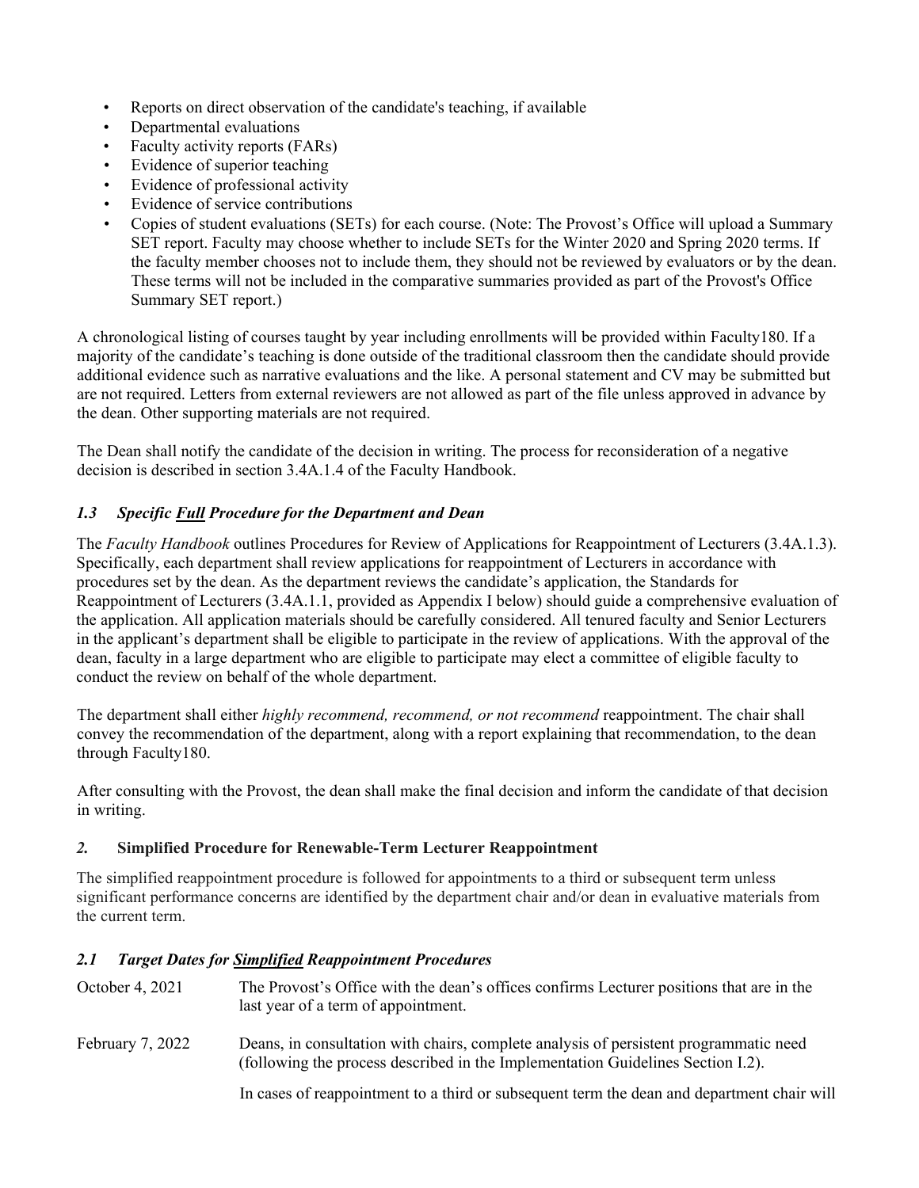- Reports on direct observation of the candidate's teaching, if available
- Departmental evaluations
- Faculty activity reports (FARs)
- Evidence of superior teaching
- Evidence of professional activity
- Evidence of service contributions
- Copies of student evaluations (SETs) for each course. (Note: The Provost's Office will upload a Summary SET report. Faculty may choose whether to include SETs for the Winter 2020 and Spring 2020 terms. If the faculty member chooses not to include them, they should not be reviewed by evaluators or by the dean. These terms will not be included in the comparative summaries provided as part of the Provost's Office Summary SET report.)

A chronological listing of courses taught by year including enrollments will be provided within Faculty180. If a majority of the candidate's teaching is done outside of the traditional classroom then the candidate should provide additional evidence such as narrative evaluations and the like. A personal statement and CV may be submitted but are not required. Letters from external reviewers are not allowed as part of the file unless approved in advance by the dean. Other supporting materials are not required.

The Dean shall notify the candidate of the decision in writing. The process for reconsideration of a negative decision is described in section 3.4A.1.4 of the Faculty Handbook.

### *1.3 Specific **Full** Procedure for the Department and Dean*

The *Faculty Handbook* outlines Procedures for Review of Applications for Reappointment of Lecturers (3.4A.1.3). Specifically, each department shall review applications for reappointment of Lecturers in accordance with procedures set by the dean. As the department reviews the candidate's application, the Standards for Reappointment of Lecturers (3.4A.1.1, provided as Appendix I below) should guide a comprehensive evaluation of the application. All application materials should be carefully considered. All tenured faculty and Senior Lecturers in the applicant's department shall be eligible to participate in the review of applications. With the approval of the dean, faculty in a large department who are eligible to participate may elect a committee of eligible faculty to conduct the review on behalf of the whole department.

The department shall either *highly recommend, recommend, or not recommend* reappointment. The chair shall convey the recommendation of the department, along with a report explaining that recommendation, to the dean through Faculty180.

After consulting with the Provost, the dean shall make the final decision and inform the candidate of that decision in writing.

### *2.* Simplified Procedure for Renewable-Term Lecturer Reappointment

The simplified reappointment procedure is followed for appointments to a third or subsequent term unless significant performance concerns are identified by the department chair and/or dean in evaluative materials from the current term.

### *2.1 Target Dates for **Simplified** Reappointment Procedures*

| | |
|---|---|
| October 4, 2021 | The Provost's Office with the dean's offices confirms Lecturer positions that are in the last year of a term of appointment. |
| February 7, 2022 | Deans, in consultation with chairs, complete analysis of persistent programmatic need (following the process described in the Implementation Guidelines Section I.2). |
| | In cases of reappointment to a third or subsequent term the dean and department chair will |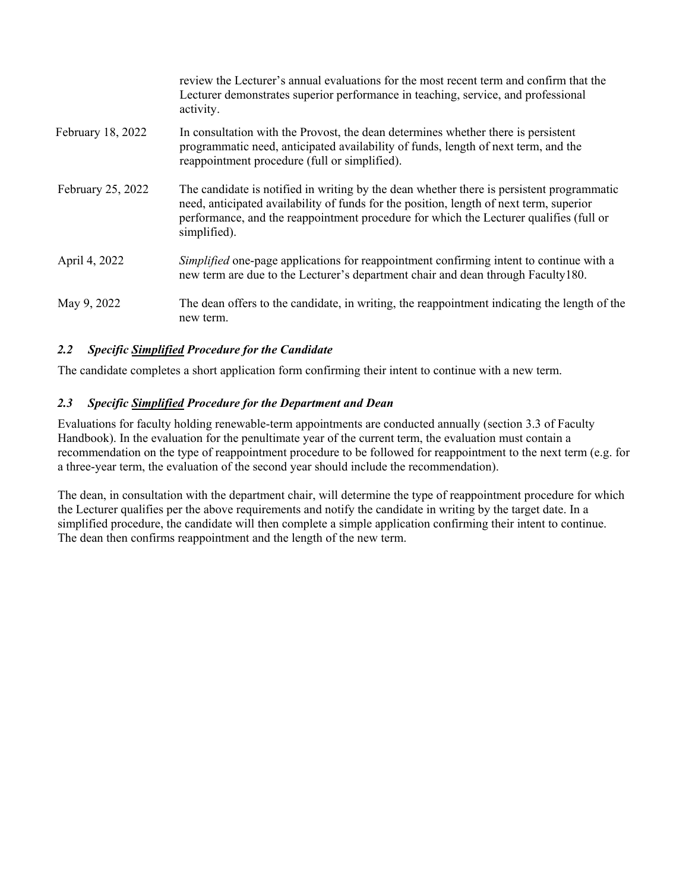| | |
|---|---|
| | review the Lecturer's annual evaluations for the most recent term and confirm that the Lecturer demonstrates superior performance in teaching, service, and professional activity. |
| February 18, 2022 | In consultation with the Provost, the dean determines whether there is persistent programmatic need, anticipated availability of funds, length of next term, and the reappointment procedure (full or simplified). |
| February 25, 2022 | The candidate is notified in writing by the dean whether there is persistent programmatic need, anticipated availability of funds for the position, length of next term, superior performance, and the reappointment procedure for which the Lecturer qualifies (full or simplified). |
| April 4, 2022 | *Simplified* one-page applications for reappointment confirming intent to continue with a new term are due to the Lecturer's department chair and dean through Faculty180. |
| May 9, 2022 | The dean offers to the candidate, in writing, the reappointment indicating the length of the new term. |

### *2.2 Specific **Simplified** Procedure for the Candidate*

The candidate completes a short application form confirming their intent to continue with a new term.

### *2.3 Specific **Simplified** Procedure for the Department and Dean*

Evaluations for faculty holding renewable-term appointments are conducted annually (section 3.3 of Faculty Handbook). In the evaluation for the penultimate year of the current term, the evaluation must contain a recommendation on the type of reappointment procedure to be followed for reappointment to the next term (e.g. for a three-year term, the evaluation of the second year should include the recommendation).

The dean, in consultation with the department chair, will determine the type of reappointment procedure for which the Lecturer qualifies per the above requirements and notify the candidate in writing by the target date. In a simplified procedure, the candidate will then complete a simple application confirming their intent to continue. The dean then confirms reappointment and the length of the new term.